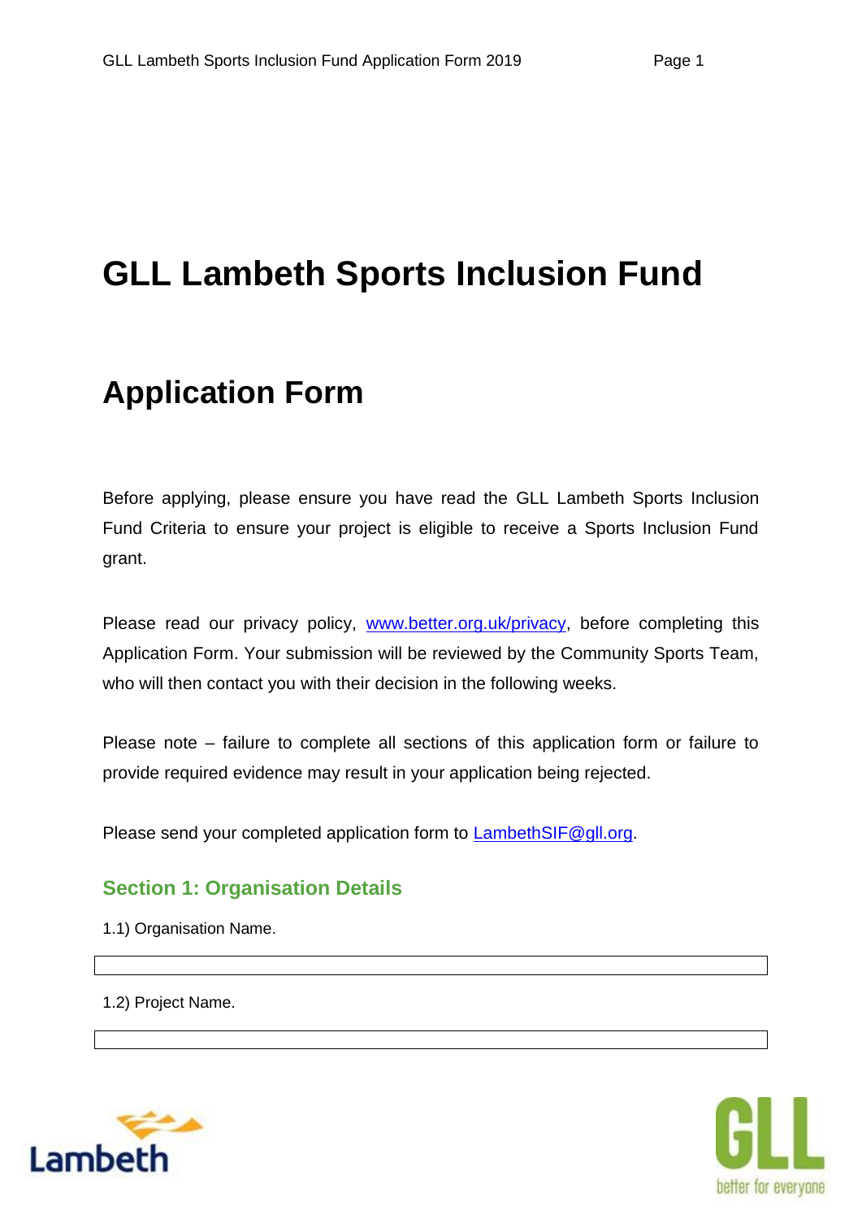# GLL Lambeth Sports Inclusion Fund

# Application Form

Before applying, please ensure you have read the GLL Lambeth Sports Inclusion Fund Criteria to ensure your project is eligible to receive a Sports Inclusion Fund grant.

Please read our privacy policy, [www.better.org.uk/privacy](www.better.org.uk/privacy), before completing this Application Form. Your submission will be reviewed by the Community Sports Team, who will then contact you with their decision in the following weeks.

Please note – failure to complete all sections of this application form or failure to provide required evidence may result in your application being rejected.

Please send your completed application form to [LambethSIF@gll.org](mailto:LambethSIF@gll.org).

## Section 1: Organisation Details

1.1) Organisation Name.

| |
|---|

1.2) Project Name.

| |
|---|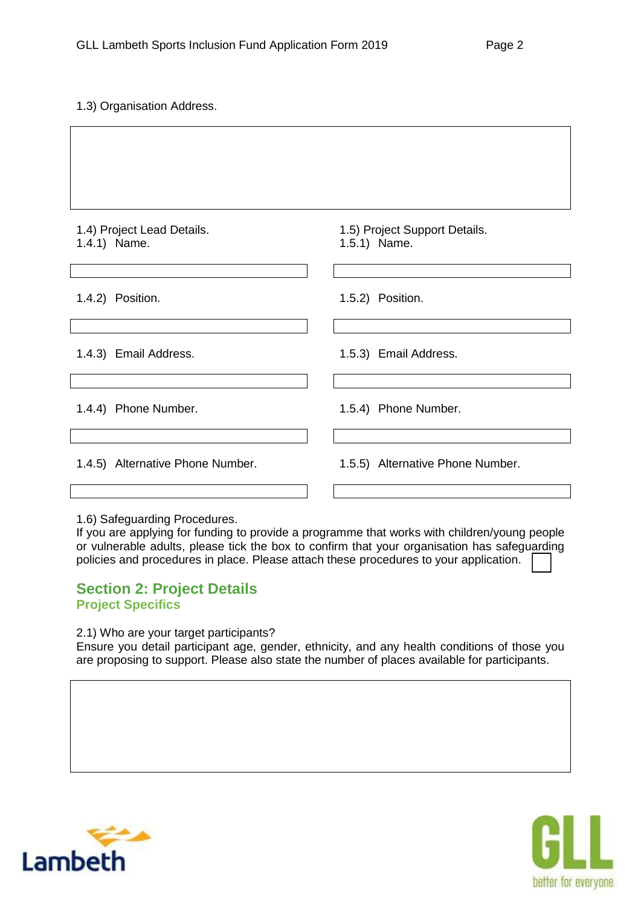1.3) Organisation Address.

1.4) Project Lead Details.

1.4.1) Name.

1.4.2) Position.

1.4.3) Email Address.

1.4.4) Phone Number.

1.4.5) Alternative Phone Number.

1.5) Project Support Details.

1.5.1) Name.

1.5.2) Position.

1.5.3) Email Address.

1.5.4) Phone Number.

1.5.5) Alternative Phone Number.

1.6) Safeguarding Procedures.
If you are applying for funding to provide a programme that works with children/young people or vulnerable adults, please tick the box to confirm that your organisation has safeguarding policies and procedures in place. Please attach these procedures to your application.

## Section 2: Project Details

### Project Specifics

2.1) Who are your target participants?
Ensure you detail participant age, gender, ethnicity, and any health conditions of those you are proposing to support. Please also state the number of places available for participants.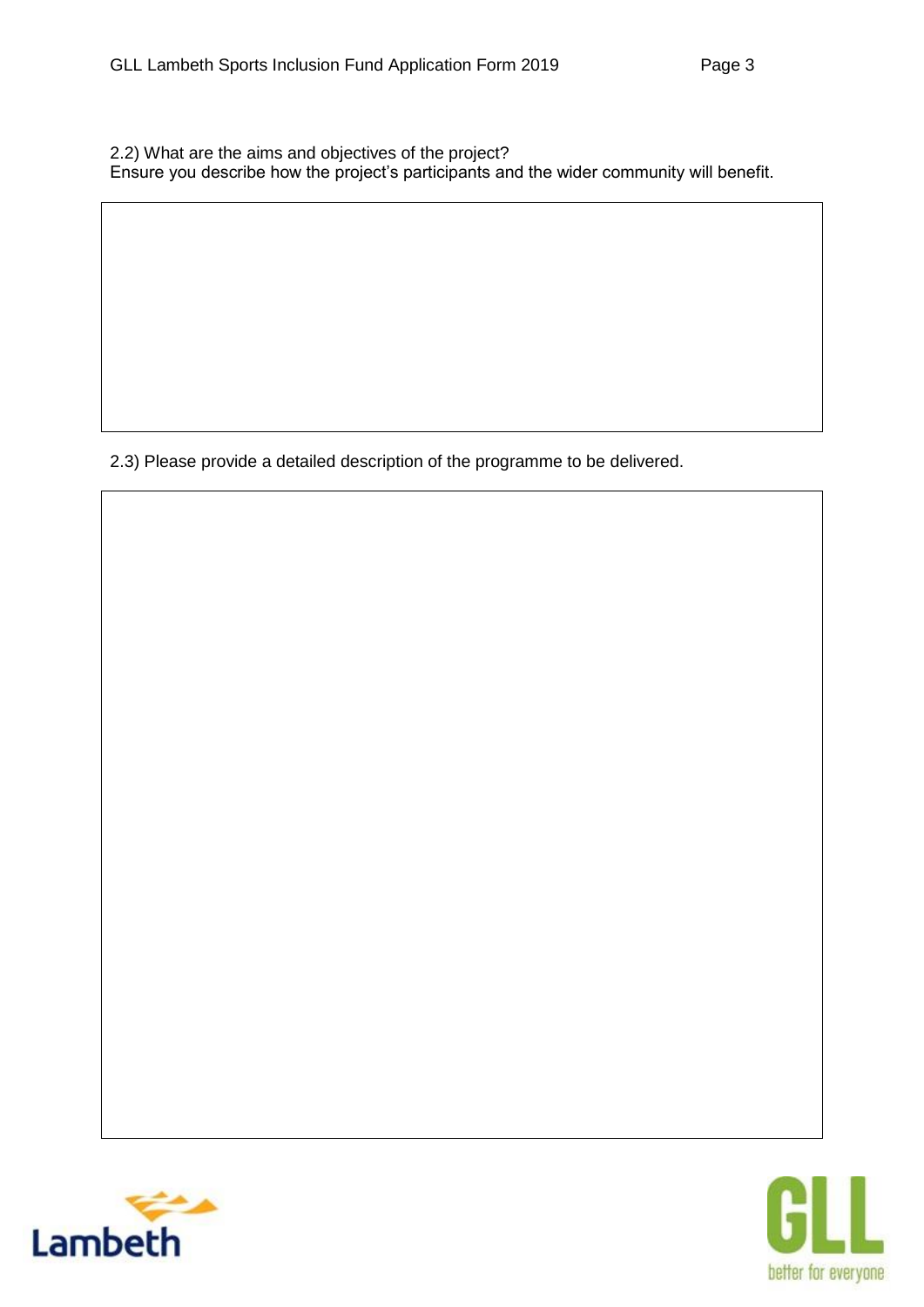2.2) What are the aims and objectives of the project?
Ensure you describe how the project's participants and the wider community will benefit.

|   |
|---|
|   |

2.3) Please provide a detailed description of the programme to be delivered.

|   |
|---|
|   |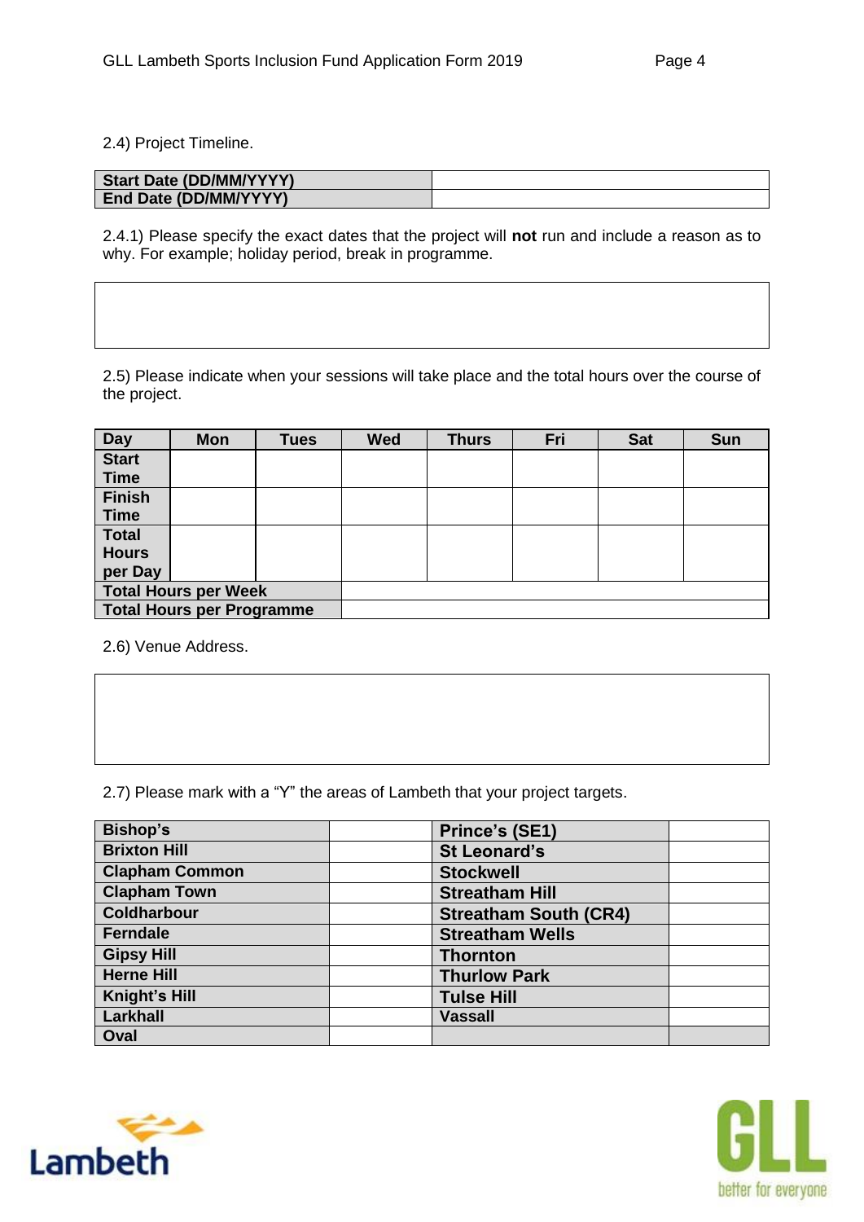2.4) Project Timeline.

| Start Date (DD/MM/YYYY) | |
|---|---|
| End Date (DD/MM/YYYY) | |

2.4.1) Please specify the exact dates that the project will **not** run and include a reason as to why. For example; holiday period, break in programme.

| |
|---|
| |

2.5) Please indicate when your sessions will take place and the total hours over the course of the project.

| Day | Mon | Tues | Wed | Thurs | Fri | Sat | Sun |
|---|---|---|---|---|---|---|---|
| Start Time | | | | | | | |
| Finish Time | | | | | | | |
| Total Hours per Day | | | | | | | |
| Total Hours per Week | | | | | | | |
| Total Hours per Programme | | | | | | | |

2.6) Venue Address.

| |
|---|
| |

2.7) Please mark with a "Y" the areas of Lambeth that your project targets.

| Bishop's | | Prince's (SE1) | |
|---|---|---|---|
| Brixton Hill | | St Leonard's | |
| Clapham Common | | Stockwell | |
| Clapham Town | | Streatham Hill | |
| Coldharbour | | Streatham South (CR4) | |
| Ferndale | | Streatham Wells | |
| Gipsy Hill | | Thornton | |
| Herne Hill | | Thurlow Park | |
| Knight's Hill | | Tulse Hill | |
| Larkhall | | Vassall | |
| Oval | | | |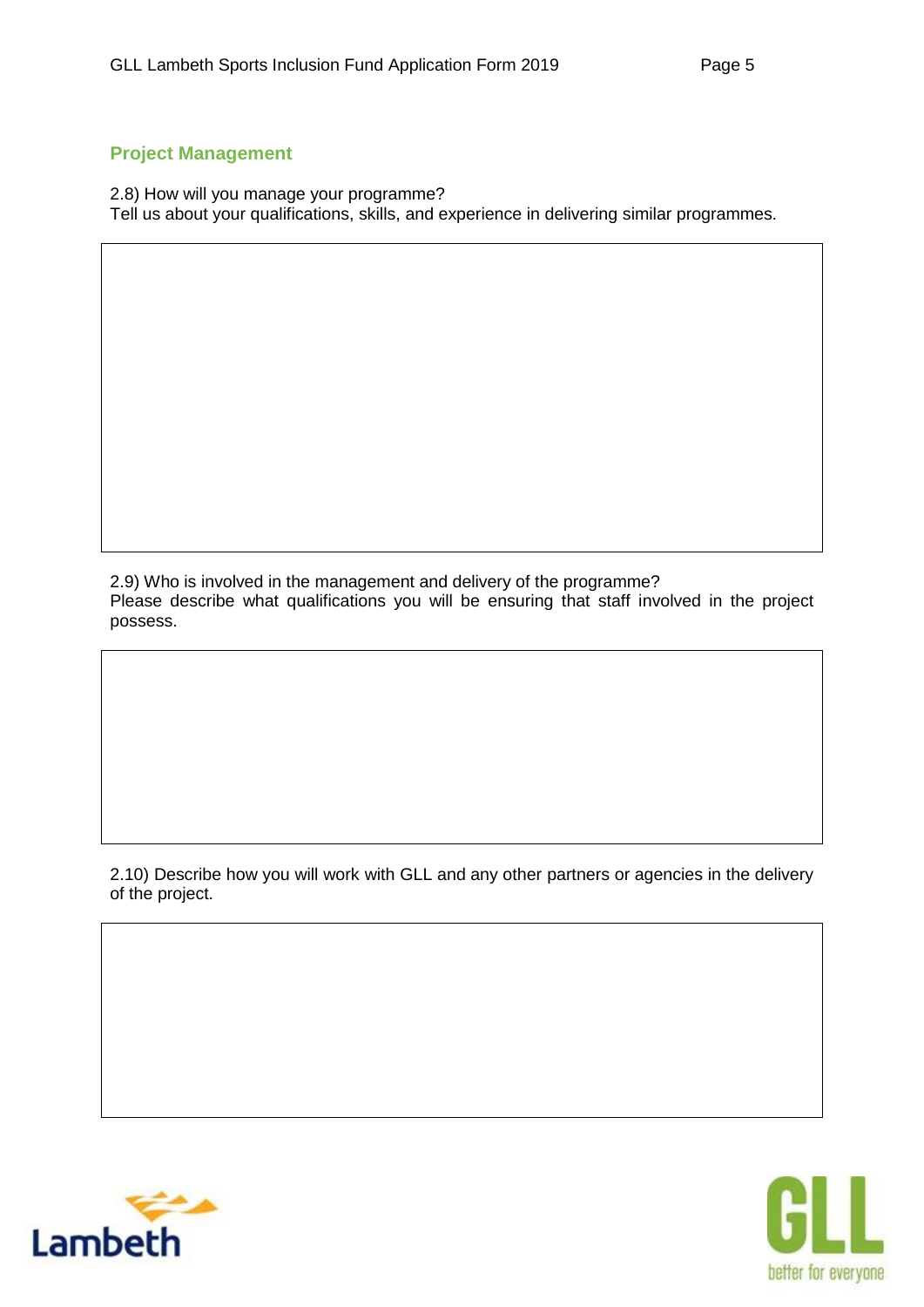## Project Management

2.8) How will you manage your programme?
Tell us about your qualifications, skills, and experience in delivering similar programmes.

2.9) Who is involved in the management and delivery of the programme?
Please describe what qualifications you will be ensuring that staff involved in the project possess.

2.10) Describe how you will work with GLL and any other partners or agencies in the delivery of the project.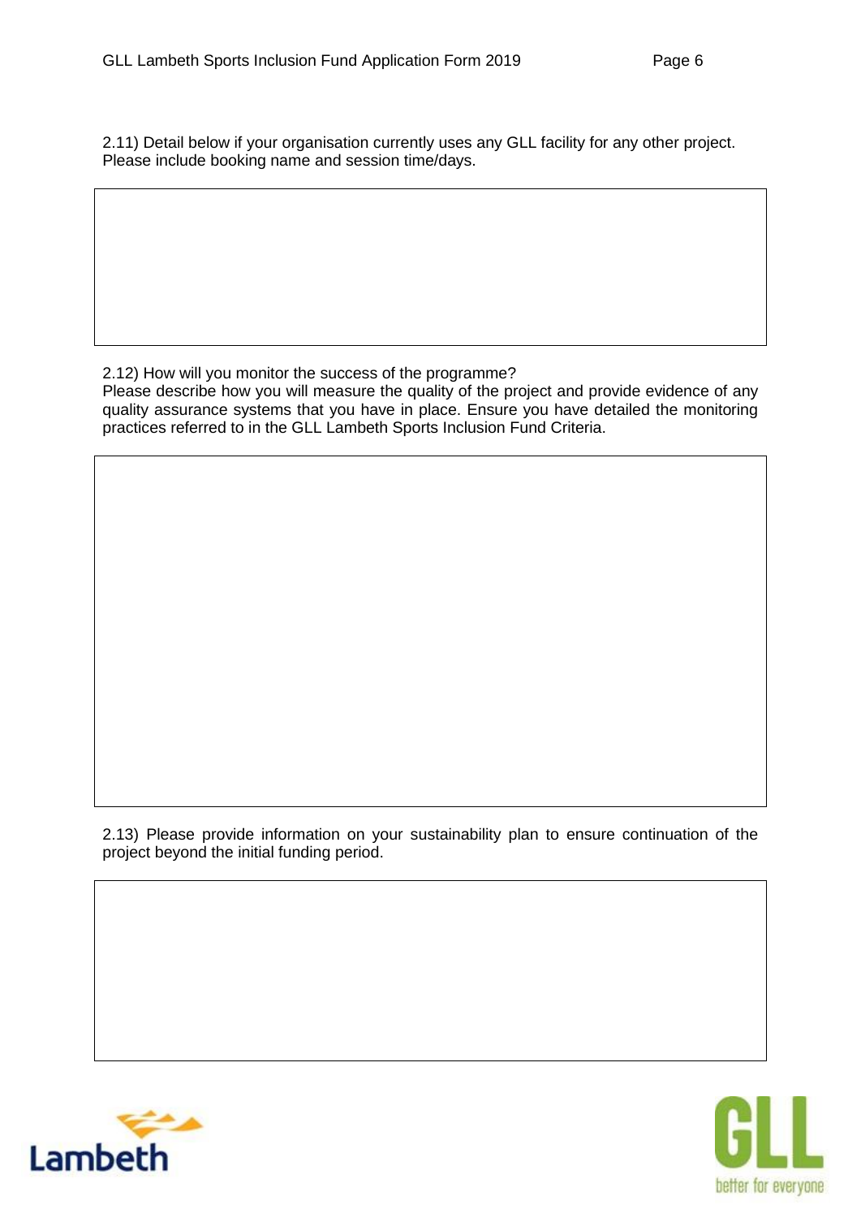2.11) Detail below if your organisation currently uses any GLL facility for any other project. Please include booking name and session time/days.

2.12) How will you monitor the success of the programme?
Please describe how you will measure the quality of the project and provide evidence of any quality assurance systems that you have in place. Ensure you have detailed the monitoring practices referred to in the GLL Lambeth Sports Inclusion Fund Criteria.

2.13) Please provide information on your sustainability plan to ensure continuation of the project beyond the initial funding period.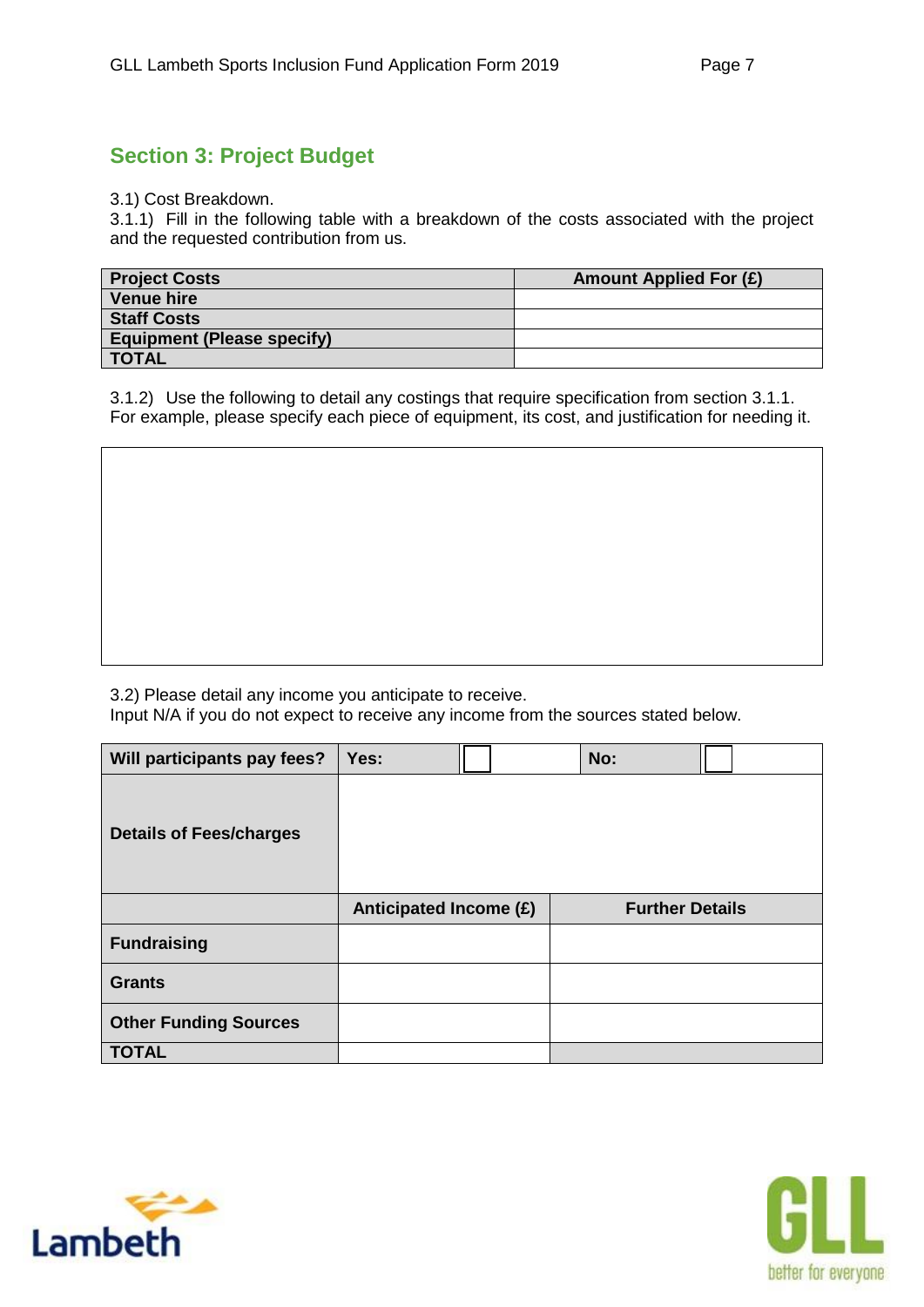## Section 3: Project Budget

3.1) Cost Breakdown.

3.1.1) Fill in the following table with a breakdown of the costs associated with the project and the requested contribution from us.

| Project Costs | Amount Applied For (£) |
|---|---|
| Venue hire | |
| Staff Costs | |
| Equipment (Please specify) | |
| TOTAL | |

3.1.2) Use the following to detail any costings that require specification from section 3.1.1. For example, please specify each piece of equipment, its cost, and justification for needing it.

| |
|---|
| |

3.2) Please detail any income you anticipate to receive.
Input N/A if you do not expect to receive any income from the sources stated below.

| Will participants pay fees? | Yes: ☐ | No: ☐ |
|---|---|---|
| Details of Fees/charges | | |
| | Anticipated Income (£) | Further Details |
| Fundraising | | |
| Grants | | |
| Other Funding Sources | | |
| TOTAL | | |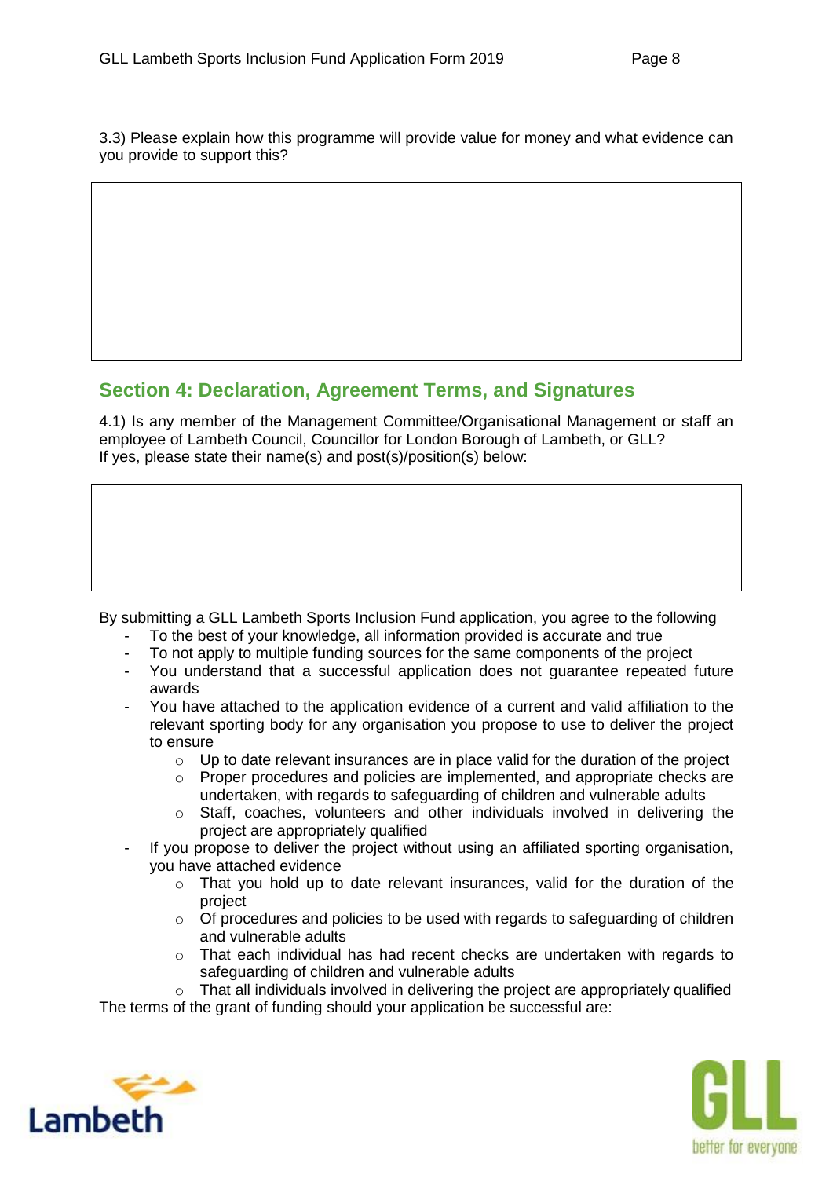3.3) Please explain how this programme will provide value for money and what evidence can you provide to support this?

## Section 4: Declaration, Agreement Terms, and Signatures

4.1) Is any member of the Management Committee/Organisational Management or staff an employee of Lambeth Council, Councillor for London Borough of Lambeth, or GLL?
If yes, please state their name(s) and post(s)/position(s) below:

By submitting a GLL Lambeth Sports Inclusion Fund application, you agree to the following

- To the best of your knowledge, all information provided is accurate and true
- To not apply to multiple funding sources for the same components of the project
- You understand that a successful application does not guarantee repeated future awards
- You have attached to the application evidence of a current and valid affiliation to the relevant sporting body for any organisation you propose to use to deliver the project to ensure
  - Up to date relevant insurances are in place valid for the duration of the project
  - Proper procedures and policies are implemented, and appropriate checks are undertaken, with regards to safeguarding of children and vulnerable adults
  - Staff, coaches, volunteers and other individuals involved in delivering the project are appropriately qualified
- If you propose to deliver the project without using an affiliated sporting organisation, you have attached evidence
  - That you hold up to date relevant insurances, valid for the duration of the project
  - Of procedures and policies to be used with regards to safeguarding of children and vulnerable adults
  - That each individual has had recent checks are undertaken with regards to safeguarding of children and vulnerable adults
  - That all individuals involved in delivering the project are appropriately qualified

The terms of the grant of funding should your application be successful are: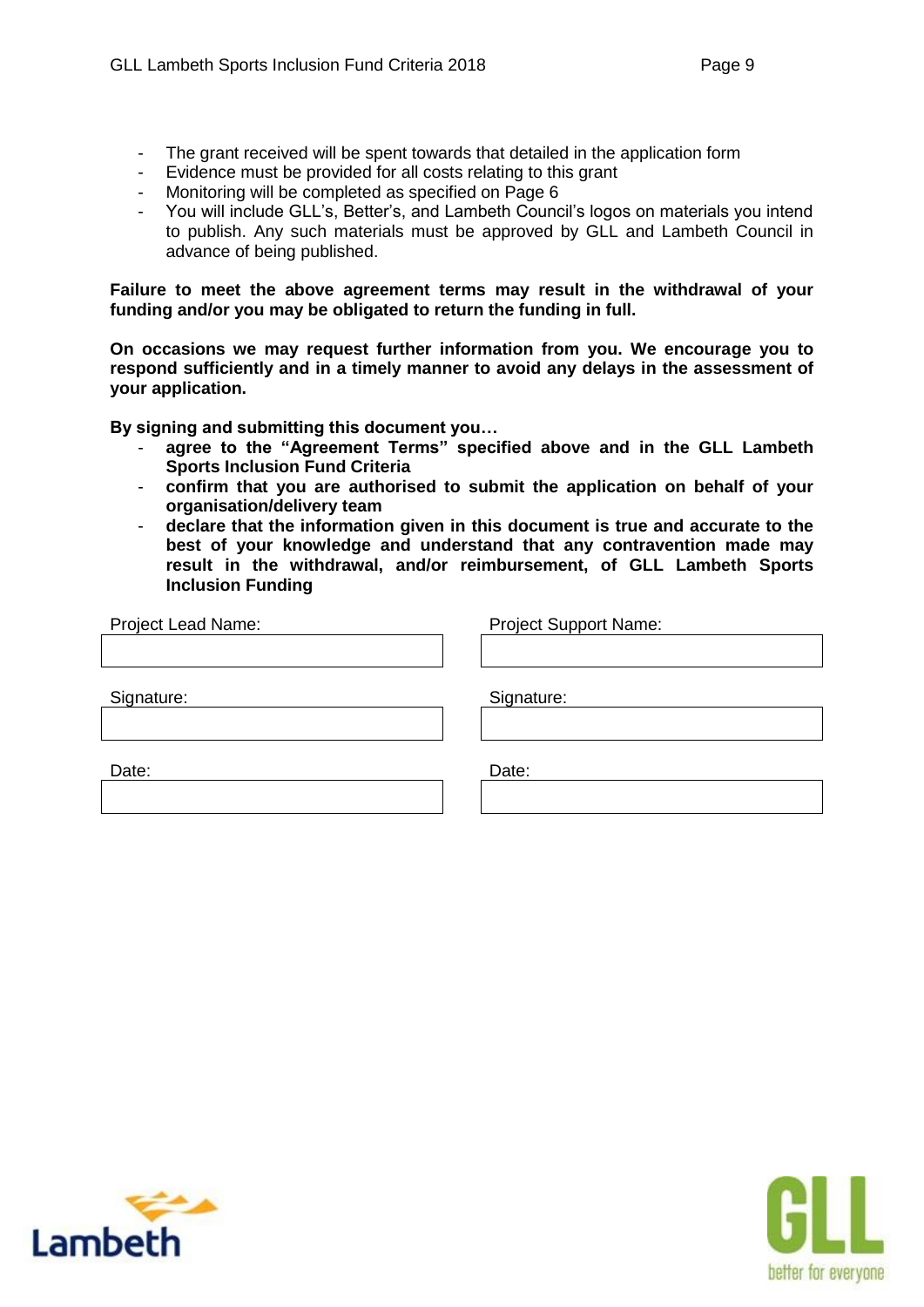- The grant received will be spent towards that detailed in the application form
- Evidence must be provided for all costs relating to this grant
- Monitoring will be completed as specified on Page 6
- You will include GLL's, Better's, and Lambeth Council's logos on materials you intend to publish. Any such materials must be approved by GLL and Lambeth Council in advance of being published.

**Failure to meet the above agreement terms may result in the withdrawal of your funding and/or you may be obligated to return the funding in full.**

**On occasions we may request further information from you. We encourage you to respond sufficiently and in a timely manner to avoid any delays in the assessment of your application.**

**By signing and submitting this document you…**

- **agree to the "Agreement Terms" specified above and in the GLL Lambeth Sports Inclusion Fund Criteria**
- **confirm that you are authorised to submit the application on behalf of your organisation/delivery team**
- **declare that the information given in this document is true and accurate to the best of your knowledge and understand that any contravention made may result in the withdrawal, and/or reimbursement, of GLL Lambeth Sports Inclusion Funding**

| Project Lead Name: | Project Support Name: |
| --- | --- |
| | |
| Signature: | Signature: |
| | |
| Date: | Date: |
| | |

Lambeth

GLL
better for everyone